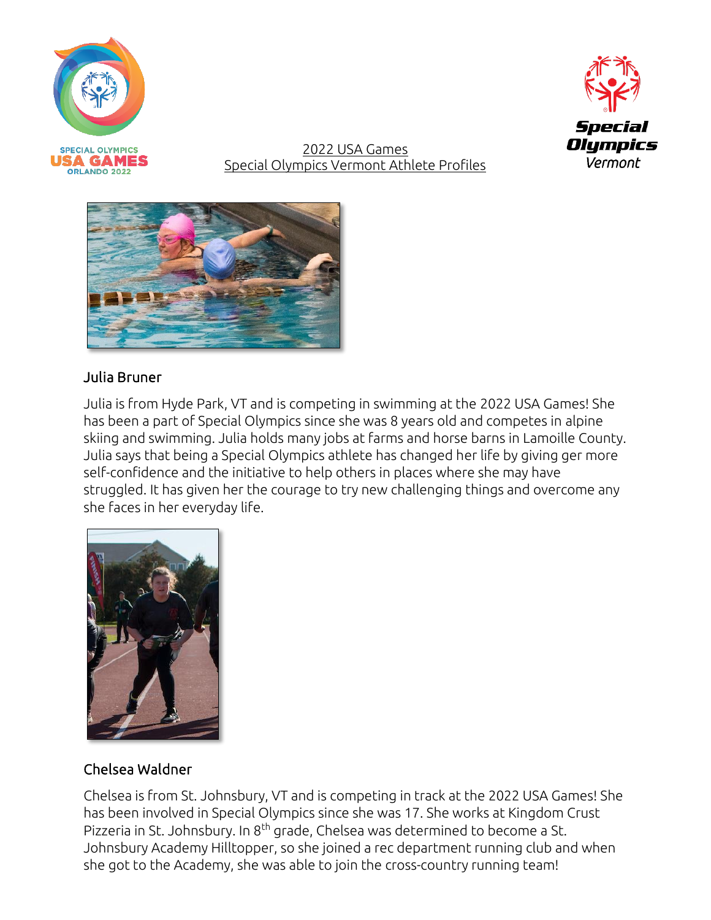2022 USA Games
Special Olympics Vermont Athlete Profiles

## Julia Bruner

Julia is from Hyde Park, VT and is competing in swimming at the 2022 USA Games! She has been a part of Special Olympics since she was 8 years old and competes in alpine skiing and swimming. Julia holds many jobs at farms and horse barns in Lamoille County. Julia says that being a Special Olympics athlete has changed her life by giving ger more self-confidence and the initiative to help others in places where she may have struggled. It has given her the courage to try new challenging things and overcome any she faces in her everyday life.

## Chelsea Waldner

Chelsea is from St. Johnsbury, VT and is competing in track at the 2022 USA Games! She has been involved in Special Olympics since she was 17. She works at Kingdom Crust Pizzeria in St. Johnsbury. In 8th grade, Chelsea was determined to become a St. Johnsbury Academy Hilltopper, so she joined a rec department running club and when she got to the Academy, she was able to join the cross-country running team!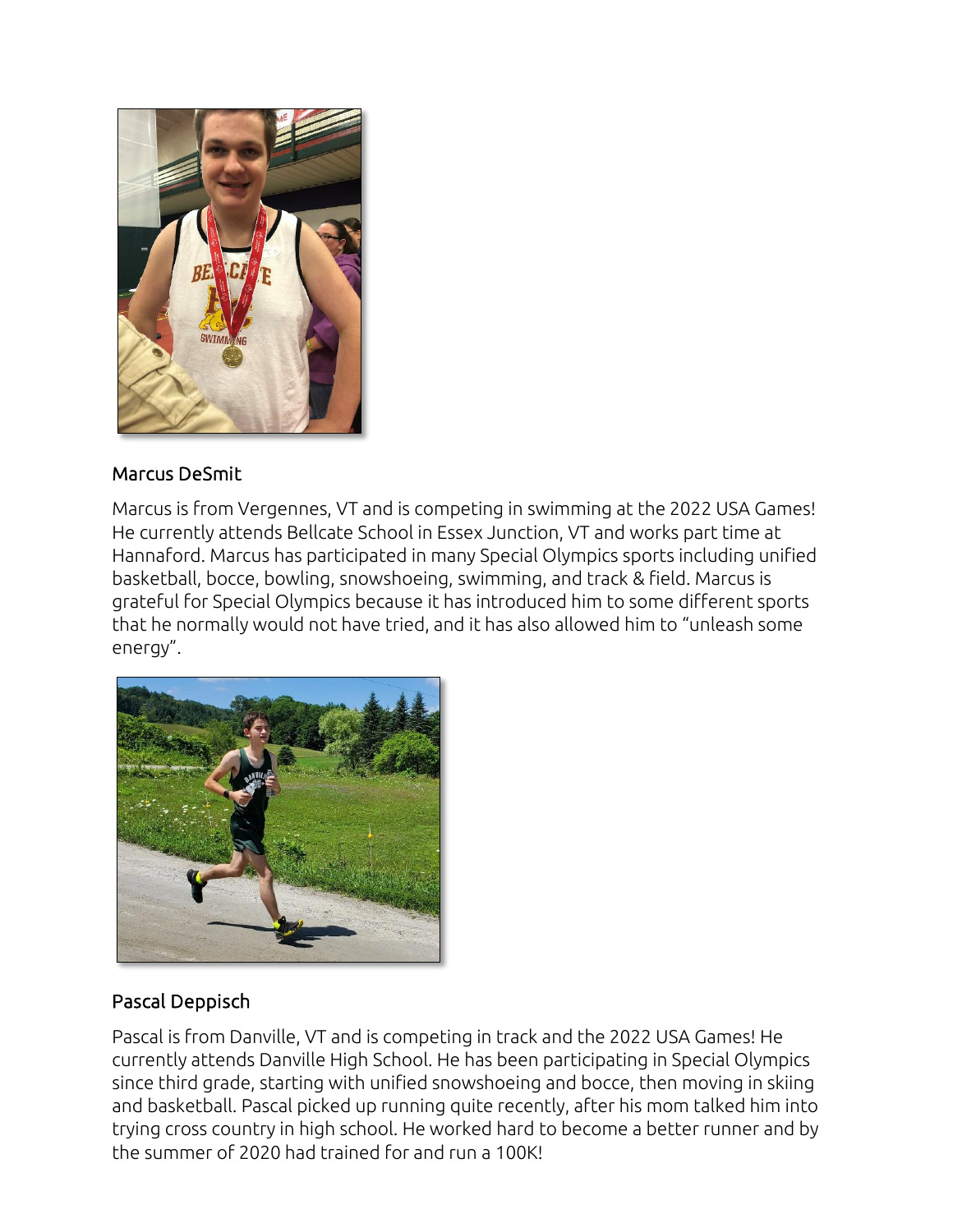Marcus DeSmit

Marcus is from Vergennes, VT and is competing in swimming at the 2022 USA Games! He currently attends Bellcate School in Essex Junction, VT and works part time at Hannaford. Marcus has participated in many Special Olympics sports including unified basketball, bocce, bowling, snowshoeing, swimming, and track & field. Marcus is grateful for Special Olympics because it has introduced him to some different sports that he normally would not have tried, and it has also allowed him to "unleash some energy".

Pascal Deppisch

Pascal is from Danville, VT and is competing in track and the 2022 USA Games! He currently attends Danville High School. He has been participating in Special Olympics since third grade, starting with unified snowshoeing and bocce, then moving in skiing and basketball. Pascal picked up running quite recently, after his mom talked him into trying cross country in high school. He worked hard to become a better runner and by the summer of 2020 had trained for and run a 100K!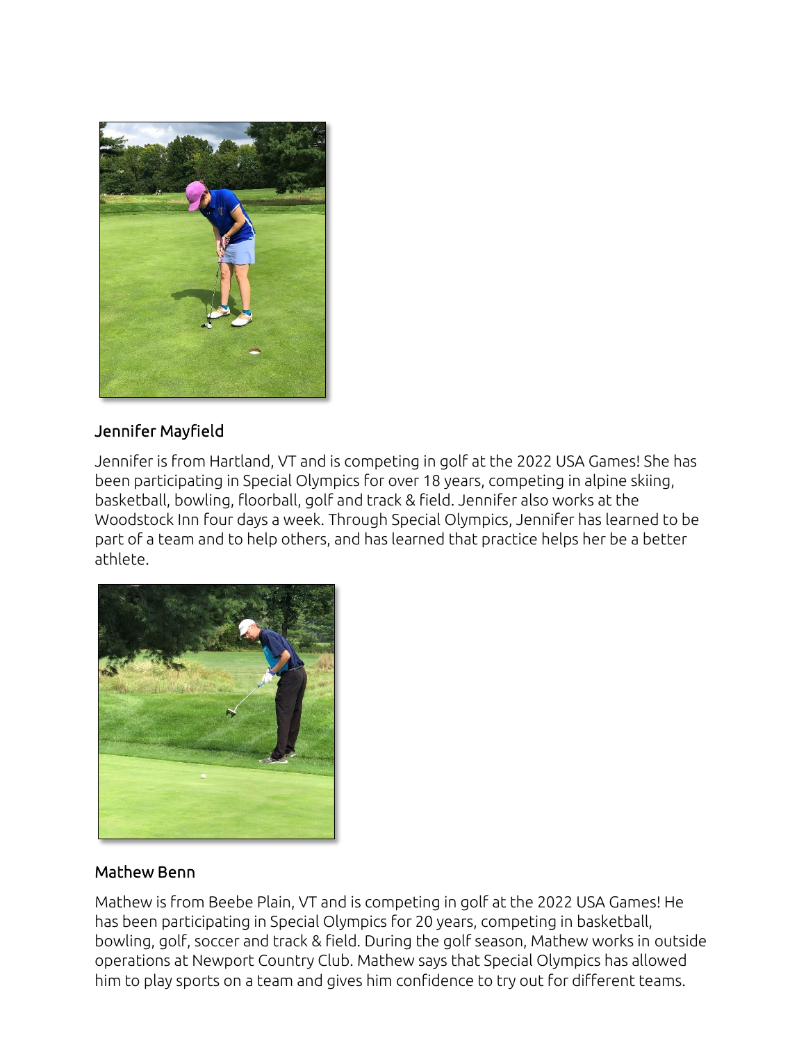## Jennifer Mayfield

Jennifer is from Hartland, VT and is competing in golf at the 2022 USA Games! She has been participating in Special Olympics for over 18 years, competing in alpine skiing, basketball, bowling, floorball, golf and track & field. Jennifer also works at the Woodstock Inn four days a week. Through Special Olympics, Jennifer has learned to be part of a team and to help others, and has learned that practice helps her be a better athlete.

## Mathew Benn

Mathew is from Beebe Plain, VT and is competing in golf at the 2022 USA Games! He has been participating in Special Olympics for 20 years, competing in basketball, bowling, golf, soccer and track & field. During the golf season, Mathew works in outside operations at Newport Country Club. Mathew says that Special Olympics has allowed him to play sports on a team and gives him confidence to try out for different teams.